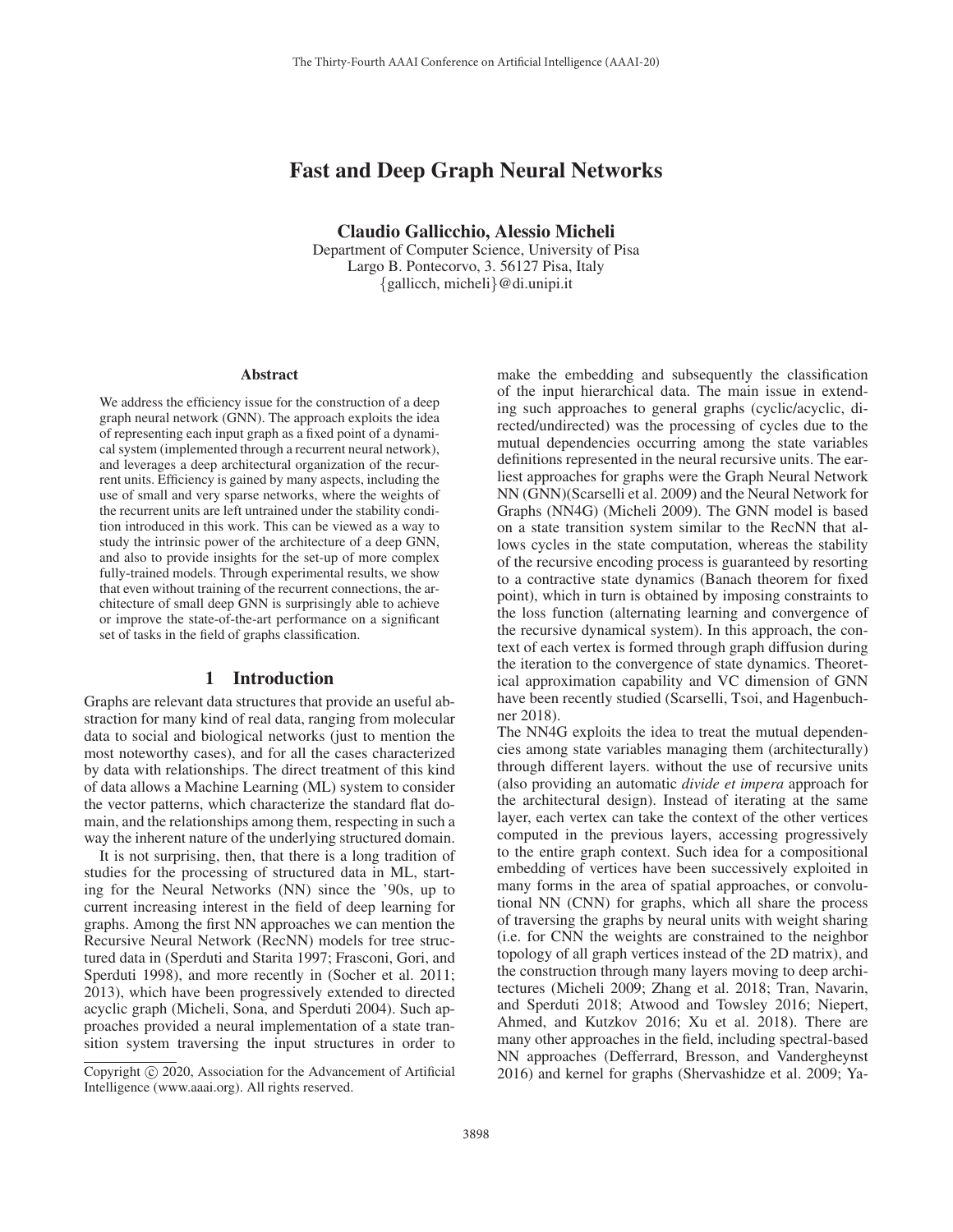# Fast and Deep Graph Neural Networks

**Claudio Gallicchio, Alessio Micheli**
Department of Computer Science, University of Pisa
Largo B. Pontecorvo, 3. 56127 Pisa, Italy
{gallicch, micheli}@di.unipi.it

## Abstract

We address the efficiency issue for the construction of a deep graph neural network (GNN). The approach exploits the idea of representing each input graph as a fixed point of a dynamical system (implemented through a recurrent neural network), and leverages a deep architectural organization of the recurrent units. Efficiency is gained by many aspects, including the use of small and very sparse networks, where the weights of the recurrent units are left untrained under the stability condition introduced in this work. This can be viewed as a way to study the intrinsic power of the architecture of a deep GNN, and also to provide insights for the set-up of more complex fully-trained models. Through experimental results, we show that even without training of the recurrent connections, the architecture of small deep GNN is surprisingly able to achieve or improve the state-of-the-art performance on a significant set of tasks in the field of graphs classification.

## 1 Introduction

Graphs are relevant data structures that provide an useful abstraction for many kind of real data, ranging from molecular data to social and biological networks (just to mention the most noteworthy cases), and for all the cases characterized by data with relationships. The direct treatment of this kind of data allows a Machine Learning (ML) system to consider the vector patterns, which characterize the standard flat domain, and the relationships among them, respecting in such a way the inherent nature of the underlying structured domain.

It is not surprising, then, that there is a long tradition of studies for the processing of structured data in ML, starting for the Neural Networks (NN) since the '90s, up to current increasing interest in the field of deep learning for graphs. Among the first NN approaches we can mention the Recursive Neural Network (RecNN) models for tree structured data in (Sperduti and Starita 1997; Frasconi, Gori, and Sperduti 1998), and more recently in (Socher et al. 2011; 2013), which have been progressively extended to directed acyclic graph (Micheli, Sona, and Sperduti 2004). Such approaches provided a neural implementation of a state transition system traversing the input structures in order to make the embedding and subsequently the classification of the input hierarchical data. The main issue in extending such approaches to general graphs (cyclic/acyclic, directed/undirected) was the processing of cycles due to the mutual dependencies occurring among the state variables definitions represented in the neural recursive units. The earliest approaches for graphs were the Graph Neural Network NN (GNN)(Scarselli et al. 2009) and the Neural Network for Graphs (NN4G) (Micheli 2009). The GNN model is based on a state transition system similar to the RecNN that allows cycles in the state computation, whereas the stability of the recursive encoding process is guaranteed by resorting to a contractive state dynamics (Banach theorem for fixed point), which in turn is obtained by imposing constraints to the loss function (alternating learning and convergence of the recursive dynamical system). In this approach, the context of each vertex is formed through graph diffusion during the iteration to the convergence of state dynamics. Theoretical approximation capability and VC dimension of GNN have been recently studied (Scarselli, Tsoi, and Hagenbuchner 2018).

The NN4G exploits the idea to treat the mutual dependencies among state variables managing them (architecturally) through different layers. without the use of recursive units (also providing an automatic *divide et impera* approach for the architectural design). Instead of iterating at the same layer, each vertex can take the context of the other vertices computed in the previous layers, accessing progressively to the entire graph context. Such idea for a compositional embedding of vertices have been successively exploited in many forms in the area of spatial approaches, or convolutional NN (CNN) for graphs, which all share the process of traversing the graphs by neural units with weight sharing (i.e. for CNN the weights are constrained to the neighbor topology of all graph vertices instead of the 2D matrix), and the construction through many layers moving to deep architectures (Micheli 2009; Zhang et al. 2018; Tran, Navarin, and Sperduti 2018; Atwood and Towsley 2016; Niepert, Ahmed, and Kutzkov 2016; Xu et al. 2018). There are many other approaches in the field, including spectral-based NN approaches (Defferrard, Bresson, and Vandergheynst 2016) and kernel for graphs (Shervashidze et al. 2009; Ya-

Copyright © 2020, Association for the Advancement of Artificial Intelligence (www.aaai.org). All rights reserved.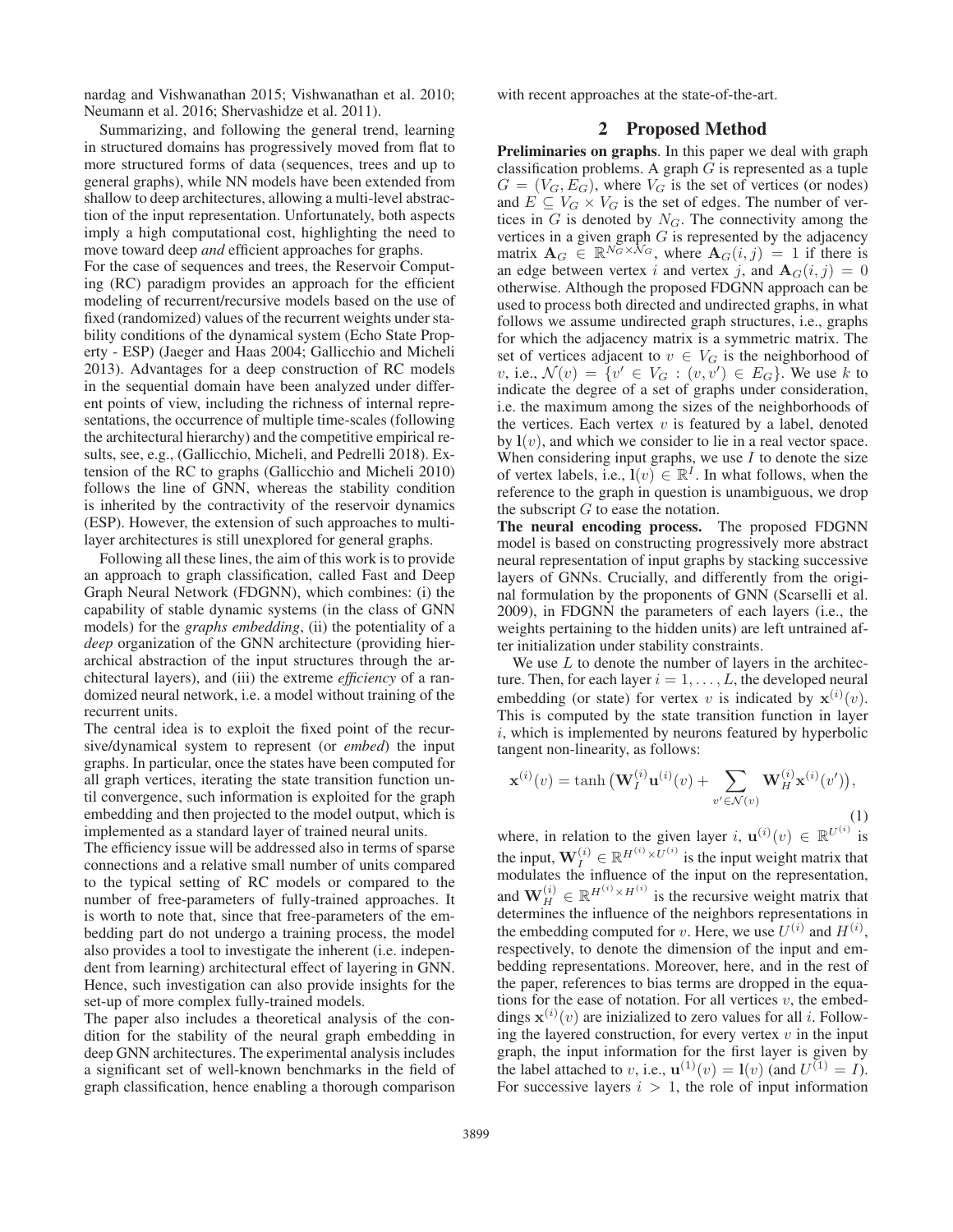nardag and Vishwanathan 2015; Vishwanathan et al. 2010; Neumann et al. 2016; Shervashidze et al. 2011).

Summarizing, and following the general trend, learning in structured domains has progressively moved from flat to more structured forms of data (sequences, trees and up to general graphs), while NN models have been extended from shallow to deep architectures, allowing a multi-level abstraction of the input representation. Unfortunately, both aspects imply a high computational cost, highlighting the need to move toward deep *and* efficient approaches for graphs.

For the case of sequences and trees, the Reservoir Computing (RC) paradigm provides an approach for the efficient modeling of recurrent/recursive models based on the use of fixed (randomized) values of the recurrent weights under stability conditions of the dynamical system (Echo State Property - ESP) (Jaeger and Haas 2004; Gallicchio and Micheli 2013). Advantages for a deep construction of RC models in the sequential domain have been analyzed under different points of view, including the richness of internal representations, the occurrence of multiple time-scales (following the architectural hierarchy) and the competitive empirical results, see, e.g., (Gallicchio, Micheli, and Pedrelli 2018). Extension of the RC to graphs (Gallicchio and Micheli 2010) follows the line of GNN, whereas the stability condition is inherited by the contractivity of the reservoir dynamics (ESP). However, the extension of such approaches to multi-layer architectures is still unexplored for general graphs.

Following all these lines, the aim of this work is to provide an approach to graph classification, called Fast and Deep Graph Neural Network (FDGNN), which combines: (i) the capability of stable dynamic systems (in the class of GNN models) for the *graphs embedding*, (ii) the potentiality of a *deep* organization of the GNN architecture (providing hierarchical abstraction of the input structures through the architectural layers), and (iii) the extreme *efficiency* of a randomized neural network, i.e. a model without training of the recurrent units.

The central idea is to exploit the fixed point of the recursive/dynamical system to represent (or *embed*) the input graphs. In particular, once the states have been computed for all graph vertices, iterating the state transition function until convergence, such information is exploited for the graph embedding and then projected to the model output, which is implemented as a standard layer of trained neural units.

The efficiency issue will be addressed also in terms of sparse connections and a relative small number of units compared to the typical setting of RC models or compared to the number of free-parameters of fully-trained approaches. It is worth to note that, since that free-parameters of the embedding part do not undergo a training process, the model also provides a tool to investigate the inherent (i.e. independent from learning) architectural effect of layering in GNN. Hence, such investigation can also provide insights for the set-up of more complex fully-trained models.

The paper also includes a theoretical analysis of the condition for the stability of the neural graph embedding in deep GNN architectures. The experimental analysis includes a significant set of well-known benchmarks in the field of graph classification, hence enabling a thorough comparison with recent approaches at the state-of-the-art.

## 2 Proposed Method

**Preliminaries on graphs**. In this paper we deal with graph classification problems. A graph $G$ is represented as a tuple $G = (V_G, E_G)$, where $V_G$ is the set of vertices (or nodes) and $E \subseteq V_G \times V_G$ is the set of edges. The number of vertices in $G$ is denoted by $N_G$. The connectivity among the vertices in a given graph $G$ is represented by the adjacency matrix $\mathbf{A}_G \in \mathbb{R}^{N_G \times N_G}$, where $\mathbf{A}_G(i,j) = 1$ if there is an edge between vertex $i$ and vertex $j$, and $\mathbf{A}_G(i,j) = 0$ otherwise. Although the proposed FDGNN approach can be used to process both directed and undirected graphs, in what follows we assume undirected graph structures, i.e., graphs for which the adjacency matrix is a symmetric matrix. The set of vertices adjacent to $v \in V_G$ is the neighborhood of $v$, i.e., $\mathcal{N}(v) = \{v' \in V_G : (v, v') \in E_G\}$. We use $k$ to indicate the degree of a set of graphs under consideration, i.e. the maximum among the sizes of the neighborhoods of the vertices. Each vertex $v$ is featured by a label, denoted by $\mathbf{l}(v)$, and which we consider to lie in a real vector space. When considering input graphs, we use $I$ to denote the size of vertex labels, i.e., $\mathbf{l}(v) \in \mathbb{R}^I$. In what follows, when the reference to the graph in question is unambiguous, we drop the subscript $G$ to ease the notation.

**The neural encoding process.** The proposed FDGNN model is based on constructing progressively more abstract neural representation of input graphs by stacking successive layers of GNNs. Crucially, and differently from the original formulation by the proponents of GNN (Scarselli et al. 2009), in FDGNN the parameters of each layers (i.e., the weights pertaining to the hidden units) are left untrained after initialization under stability constraints.

We use $L$ to denote the number of layers in the architecture. Then, for each layer $i = 1, \ldots, L$, the developed neural embedding (or state) for vertex $v$ is indicated by $\mathbf{x}^{(i)}(v)$. This is computed by the state transition function in layer $i$, which is implemented by neurons featured by hyperbolic tangent non-linearity, as follows:

$$\mathbf{x}^{(i)}(v) = \tanh\big(\mathbf{W}_I^{(i)}\mathbf{u}^{(i)}(v) + \sum_{v' \in \mathcal{N}(v)} \mathbf{W}_H^{(i)}\mathbf{x}^{(i)}(v')\big), \tag{1}$$

where, in relation to the given layer $i$, $\mathbf{u}^{(i)}(v) \in \mathbb{R}^{U^{(i)}}$ is the input, $\mathbf{W}_I^{(i)} \in \mathbb{R}^{H^{(i)} \times U^{(i)}}$ is the input weight matrix that modulates the influence of the input on the representation, and $\mathbf{W}_H^{(i)} \in \mathbb{R}^{H^{(i)} \times H^{(i)}}$ is the recursive weight matrix that determines the influence of the neighbors representations in the embedding computed for $v$. Here, we use $U^{(i)}$ and $H^{(i)}$, respectively, to denote the dimension of the input and embedding representations. Moreover, here, and in the rest of the paper, references to bias terms are dropped in the equations for the ease of notation. For all vertices $v$, the embeddings $\mathbf{x}^{(i)}(v)$ are inizialized to zero values for all $i$. Following the layered construction, for every vertex $v$ in the input graph, the input information for the first layer is given by the label attached to $v$, i.e., $\mathbf{u}^{(1)}(v) = \mathbf{l}(v)$ (and $U^{(1)} = I$). For successive layers $i > 1$, the role of input information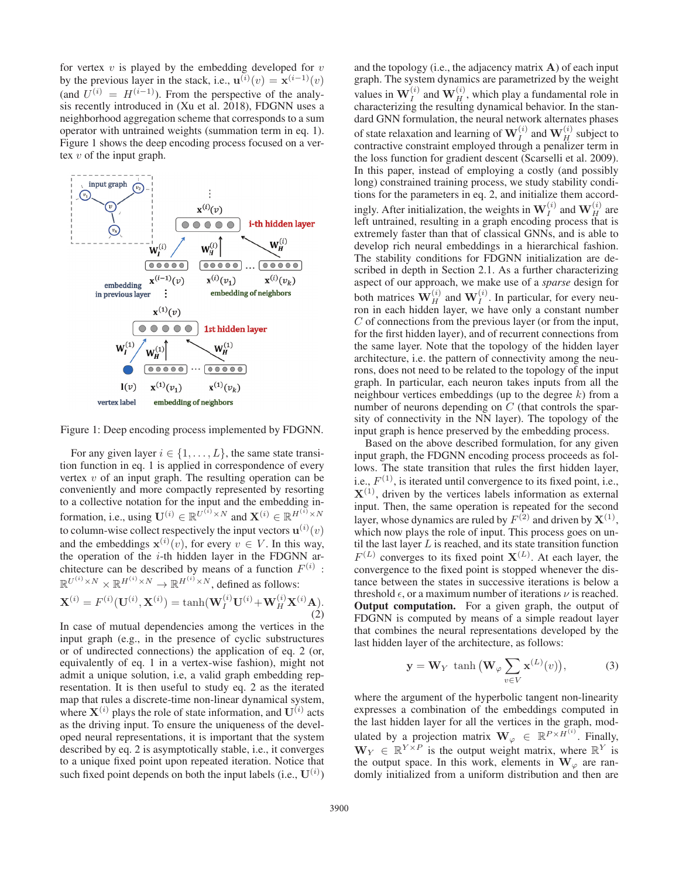for vertex $v$ is played by the embedding developed for $v$ by the previous layer in the stack, i.e., $\mathbf{u}^{(i)}(v) = \mathbf{x}^{(i-1)}(v)$ (and $U^{(i)} = H^{(i-1)}$). From the perspective of the analysis recently introduced in (Xu et al. 2018), FDGNN uses a neighborhood aggregation scheme that corresponds to a sum operator with untrained weights (summation term in eq. 1). Figure 1 shows the deep encoding process focused on a vertex $v$ of the input graph.

Figure 1: Deep encoding process implemented by FDGNN.

For any given layer $i \in \{1, \ldots, L\}$, the same state transition function in eq. 1 is applied in correspondence of every vertex $v$ of an input graph. The resulting operation can be conveniently and more compactly represented by resorting to a collective notation for the input and the embedding information, i.e., using $\mathbf{U}^{(i)} \in \mathbb{R}^{U^{(i)} \times N}$ and $\mathbf{X}^{(i)} \in \mathbb{R}^{H^{(i)} \times N}$ to column-wise collect respectively the input vectors $\mathbf{u}^{(i)}(v)$ and the embeddings $\mathbf{x}^{(i)}(v)$, for every $v \in V$. In this way, the operation of the $i$-th hidden layer in the FDGNN architecture can be described by means of a function $F^{(i)}$ : $\mathbb{R}^{U^{(i)} \times N} \times \mathbb{R}^{H^{(i)} \times N} \rightarrow \mathbb{R}^{H^{(i)} \times N}$, defined as follows:

$$\mathbf{X}^{(i)} = F^{(i)}(\mathbf{U}^{(i)}, \mathbf{X}^{(i)}) = \tanh(\mathbf{W}_I^{(i)} \mathbf{U}^{(i)} + \mathbf{W}_H^{(i)} \mathbf{X}^{(i)} \mathbf{A}). \tag{2}$$

In case of mutual dependencies among the vertices in the input graph (e.g., in the presence of cyclic substructures or of undirected connections) the application of eq. 2 (or, equivalently of eq. 1 in a vertex-wise fashion), might not admit a unique solution, i.e, a valid graph embedding representation. It is then useful to study eq. 2 as the iterated map that rules a discrete-time non-linear dynamical system, where $\mathbf{X}^{(i)}$ plays the role of state information, and $\mathbf{U}^{(i)}$ acts as the driving input. To ensure the uniqueness of the developed neural representations, it is important that the system described by eq. 2 is asymptotically stable, i.e., it converges to a unique fixed point upon repeated iteration. Notice that such fixed point depends on both the input labels (i.e., $\mathbf{U}^{(i)}$) and the topology (i.e., the adjacency matrix $\mathbf{A}$) of each input graph. The system dynamics are parametrized by the weight values in $\mathbf{W}_I^{(i)}$ and $\mathbf{W}_H^{(i)}$, which play a fundamental role in characterizing the resulting dynamical behavior. In the standard GNN formulation, the neural network alternates phases of state relaxation and learning of $\mathbf{W}_I^{(i)}$ and $\mathbf{W}_H^{(i)}$ subject to contractive constraint employed through a penalizer term in the loss function for gradient descent (Scarselli et al. 2009). In this paper, instead of employing a costly (and possibly long) constrained training process, we study stability conditions for the parameters in eq. 2, and initialize them accordingly. After initialization, the weights in $\mathbf{W}_I^{(i)}$ and $\mathbf{W}_H^{(i)}$ are left untrained, resulting in a graph encoding process that is extremely faster than that of classical GNNs, and is able to develop rich neural embeddings in a hierarchical fashion. The stability conditions for FDGNN initialization are described in depth in Section 2.1. As a further characterizing aspect of our approach, we make use of a *sparse* design for both matrices $\mathbf{W}_H^{(i)}$ and $\mathbf{W}_I^{(i)}$. In particular, for every neuron in each hidden layer, we have only a constant number $C$ of connections from the previous layer (or from the input, for the first hidden layer), and of recurrent connections from the same layer. Note that the topology of the hidden layer architecture, i.e. the pattern of connectivity among the neurons, does not need to be related to the topology of the input graph. In particular, each neuron takes inputs from all the neighbour vertices embeddings (up to the degree $k$) from a number of neurons depending on $C$ (that controls the sparsity of connectivity in the NN layer). The topology of the input graph is hence preserved by the embedding process.

Based on the above described formulation, for any given input graph, the FDGNN encoding process proceeds as follows. The state transition that rules the first hidden layer, i.e., $F^{(1)}$, is iterated until convergence to its fixed point, i.e., $\mathbf{X}^{(1)}$, driven by the vertices labels information as external input. Then, the same operation is repeated for the second layer, whose dynamics are ruled by $F^{(2)}$ and driven by $\mathbf{X}^{(1)}$, which now plays the role of input. This process goes on until the last layer $L$ is reached, and its state transition function $F^{(L)}$ converges to its fixed point $\mathbf{X}^{(L)}$. At each layer, the convergence to the fixed point is stopped whenever the distance between the states in successive iterations is below a threshold $\epsilon$, or a maximum number of iterations $\nu$ is reached.

**Output computation.** For a given graph, the output of FDGNN is computed by means of a simple readout layer that combines the neural representations developed by the last hidden layer of the architecture, as follows:

$$\mathbf{y} = \mathbf{W}_Y \tanh\Big(\mathbf{W}_\varphi \sum_{v \in V} \mathbf{x}^{(L)}(v)\Big), \tag{3}$$

where the argument of the hyperbolic tangent non-linearity expresses a combination of the embeddings computed in the last hidden layer for all the vertices in the graph, modulated by a projection matrix $\mathbf{W}_\varphi \in \mathbb{R}^{P \times H^{(i)}}$. Finally, $\mathbf{W}_Y \in \mathbb{R}^{Y \times P}$ is the output weight matrix, where $\mathbb{R}^Y$ is the output space. In this work, elements in $\mathbf{W}_\varphi$ are randomly initialized from a uniform distribution and then are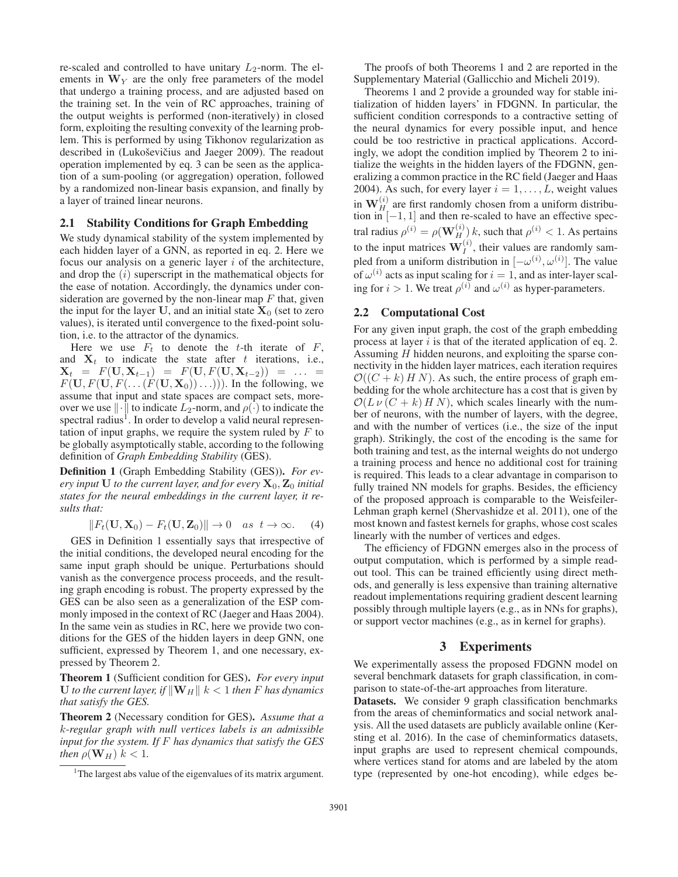re-scaled and controlled to have unitary $L_2$-norm. The elements in $\mathbf{W}_Y$ are the only free parameters of the model that undergo a training process, and are adjusted based on the training set. In the vein of RC approaches, training of the output weights is performed (non-iteratively) in closed form, exploiting the resulting convexity of the learning problem. This is performed by using Tikhonov regularization as described in (Lukoševičius and Jaeger 2009). The readout operation implemented by eq. 3 can be seen as the application of a sum-pooling (or aggregation) operation, followed by a randomized non-linear basis expansion, and finally by a layer of trained linear neurons.

### 2.1 Stability Conditions for Graph Embedding

We study dynamical stability of the system implemented by each hidden layer of a GNN, as reported in eq. 2. Here we focus our analysis on a generic layer $i$ of the architecture, and drop the $(i)$ superscript in the mathematical objects for the ease of notation. Accordingly, the dynamics under consideration are governed by the non-linear map $F$ that, given the input for the layer $\mathbf{U}$, and an initial state $\mathbf{X}_0$ (set to zero values), is iterated until convergence to the fixed-point solution, i.e. to the attractor of the dynamics.

Here we use $F_t$ to denote the $t$-th iterate of $F$, and $\mathbf{X}_t$ to indicate the state after $t$ iterations, i.e., $\mathbf{X}_t = F(\mathbf{U}, \mathbf{X}_{t-1}) = F(\mathbf{U}, F(\mathbf{U}, \mathbf{X}_{t-2})) = \ldots = F(\mathbf{U}, F(\mathbf{U}, F(\ldots(F(\mathbf{U}, \mathbf{X}_0))\ldots)))$. In the following, we assume that input and state spaces are compact sets, moreover we use $\|\cdot\|$ to indicate $L_2$-norm, and $\rho(\cdot)$ to indicate the spectral radius[1]. In order to develop a valid neural representation of input graphs, we require the system ruled by $F$ to be globally asymptotically stable, according to the following definition of *Graph Embedding Stability* (GES).

**Definition 1** (Graph Embedding Stability (GES))**.** *For every input $\mathbf{U}$ to the current layer, and for every $\mathbf{X}_0, \mathbf{Z}_0$ initial states for the neural embeddings in the current layer, it results that:*

$$\|F_t(\mathbf{U}, \mathbf{X}_0) - F_t(\mathbf{U}, \mathbf{Z}_0)\| \to 0 \quad as \;\; t \to \infty. \tag{4}$$

GES in Definition 1 essentially says that irrespective of the initial conditions, the developed neural encoding for the same input graph should be unique. Perturbations should vanish as the convergence process proceeds, and the resulting graph encoding is robust. The property expressed by the GES can be also seen as a generalization of the ESP commonly imposed in the context of RC (Jaeger and Haas 2004). In the same vein as studies in RC, here we provide two conditions for the GES of the hidden layers in deep GNN, one sufficient, expressed by Theorem 1, and one necessary, expressed by Theorem 2.

**Theorem 1** (Sufficient condition for GES)**.** *For every input $\mathbf{U}$ to the current layer, if $\|\mathbf{W}_H\|\, k < 1$ then $F$ has dynamics that satisfy the GES.*

**Theorem 2** (Necessary condition for GES)**.** *Assume that a $k$-regular graph with null vertices labels is an admissible input for the system. If $F$ has dynamics that satisfy the GES then $\rho(\mathbf{W}_H)\, k < 1$.*

[1]The largest abs value of the eigenvalues of its matrix argument.

The proofs of both Theorems 1 and 2 are reported in the Supplementary Material (Gallicchio and Micheli 2019).

Theorems 1 and 2 provide a grounded way for stable initialization of hidden layers' in FDGNN. In particular, the sufficient condition corresponds to a contractive setting of the neural dynamics for every possible input, and hence could be too restrictive in practical applications. Accordingly, we adopt the condition implied by Theorem 2 to initialize the weights in the hidden layers of the FDGNN, generalizing a common practice in the RC field (Jaeger and Haas 2004). As such, for every layer $i = 1, \ldots, L$, weight values in $\mathbf{W}_H^{(i)}$ are first randomly chosen from a uniform distribution in $[-1, 1]$ and then re-scaled to have an effective spectral radius $\rho^{(i)} = \rho(\mathbf{W}_H^{(i)})\, k$, such that $\rho^{(i)} < 1$. As pertains to the input matrices $\mathbf{W}_I^{(i)}$, their values are randomly sampled from a uniform distribution in $[-\omega^{(i)}, \omega^{(i)}]$. The value of $\omega^{(i)}$ acts as input scaling for $i = 1$, and as inter-layer scaling for $i > 1$. We treat $\rho^{(i)}$ and $\omega^{(i)}$ as hyper-parameters.

### 2.2 Computational Cost

For any given input graph, the cost of the graph embedding process at layer $i$ is that of the iterated application of eq. 2. Assuming $H$ hidden neurons, and exploiting the sparse connectivity in the hidden layer matrices, each iteration requires $\mathcal{O}((C + k)\, H\, N)$. As such, the entire process of graph embedding for the whole architecture has a cost that is given by $\mathcal{O}(L\, \nu\, (C + k)\, H\, N)$, which scales linearly with the number of neurons, with the number of layers, with the degree, and with the number of vertices (i.e., the size of the input graph). Strikingly, the cost of the encoding is the same for both training and test, as the internal weights do not undergo a training process and hence no additional cost for training is required. This leads to a clear advantage in comparison to fully trained NN models for graphs. Besides, the efficiency of the proposed approach is comparable to the Weisfeiler-Lehman graph kernel (Shervashidze et al. 2011), one of the most known and fastest kernels for graphs, whose cost scales linearly with the number of vertices and edges.

The efficiency of FDGNN emerges also in the process of output computation, which is performed by a simple readout tool. This can be trained efficiently using direct methods, and generally is less expensive than training alternative readout implementations requiring gradient descent learning possibly through multiple layers (e.g., as in NNs for graphs), or support vector machines (e.g., as in kernel for graphs).

## 3 Experiments

We experimentally assess the proposed FDGNN model on several benchmark datasets for graph classification, in comparison to state-of-the-art approaches from literature.

**Datasets.** We consider 9 graph classification benchmarks from the areas of cheminformatics and social network analysis. All the used datasets are publicly available online (Kersting et al. 2016). In the case of cheminformatics datasets, input graphs are used to represent chemical compounds, where vertices stand for atoms and are labeled by the atom type (represented by one-hot encoding), while edges be-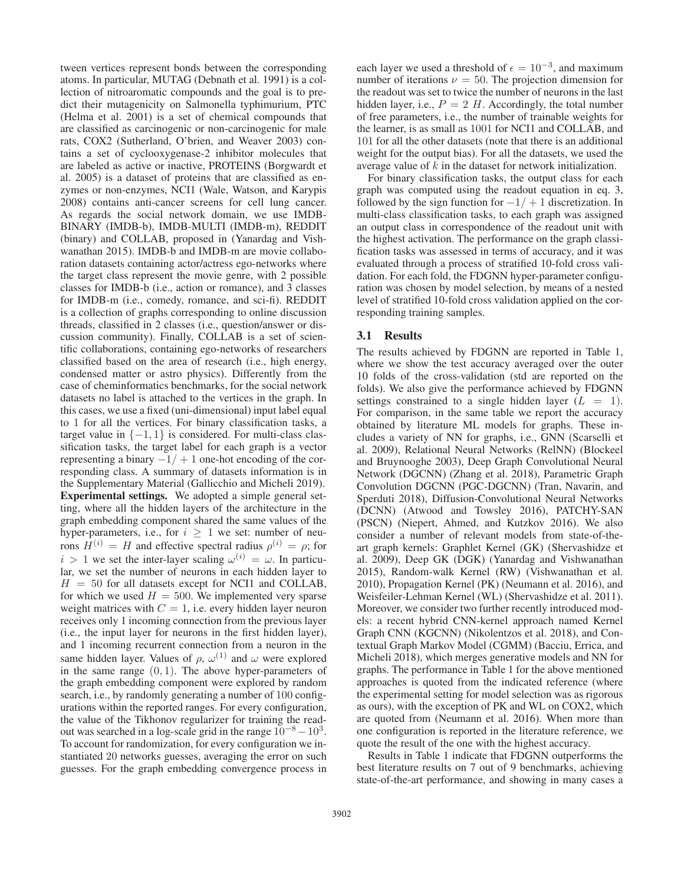tween vertices represent bonds between the corresponding atoms. In particular, MUTAG (Debnath et al. 1991) is a collection of nitroaromatic compounds and the goal is to predict their mutagenicity on Salmonella typhimurium, PTC (Helma et al. 2001) is a set of chemical compounds that are classified as carcinogenic or non-carcinogenic for male rats, COX2 (Sutherland, O'brien, and Weaver 2003) contains a set of cyclooxygenase-2 inhibitor molecules that are labeled as active or inactive, PROTEINS (Borgwardt et al. 2005) is a dataset of proteins that are classified as enzymes or non-enzymes, NCI1 (Wale, Watson, and Karypis 2008) contains anti-cancer screens for cell lung cancer. As regards the social network domain, we use IMDB-BINARY (IMDB-b), IMDB-MULTI (IMDB-m), REDDIT (binary) and COLLAB, proposed in (Yanardag and Vishwanathan 2015). IMDB-b and IMDB-m are movie collaboration datasets containing actor/actress ego-networks where the target class represent the movie genre, with 2 possible classes for IMDB-b (i.e., action or romance), and 3 classes for IMDB-m (i.e., comedy, romance, and sci-fi). REDDIT is a collection of graphs corresponding to online discussion threads, classified in 2 classes (i.e., question/answer or discussion community). Finally, COLLAB is a set of scientific collaborations, containing ego-networks of researchers classified based on the area of research (i.e., high energy, condensed matter or astro physics). Differently from the case of cheminformatics benchmarks, for the social network datasets no label is attached to the vertices in the graph. In this cases, we use a fixed (uni-dimensional) input label equal to 1 for all the vertices. For binary classification tasks, a target value in $\{-1, 1\}$ is considered. For multi-class classification tasks, the target label for each graph is a vector representing a binary $-1/+1$ one-hot encoding of the corresponding class. A summary of datasets information is in the Supplementary Material (Gallicchio and Micheli 2019).

**Experimental settings.** We adopted a simple general setting, where all the hidden layers of the architecture in the graph embedding component shared the same values of the hyper-parameters, i.e., for $i \geq 1$ we set: number of neurons $H^{(i)} = H$ and effective spectral radius $\rho^{(i)} = \rho$; for $i > 1$ we set the inter-layer scaling $\omega^{(i)} = \omega$. In particular, we set the number of neurons in each hidden layer to $H = 50$ for all datasets except for NCI1 and COLLAB, for which we used $H = 500$. We implemented very sparse weight matrices with $C = 1$, i.e. every hidden layer neuron receives only 1 incoming connection from the previous layer (i.e., the input layer for neurons in the first hidden layer), and 1 incoming recurrent connection from a neuron in the same hidden layer. Values of $\rho$, $\omega^{(1)}$ and $\omega$ were explored in the same range $(0, 1)$. The above hyper-parameters of the graph embedding component were explored by random search, i.e., by randomly generating a number of 100 configurations within the reported ranges. For every configuration, the value of the Tikhonov regularizer for training the readout was searched in a log-scale grid in the range $10^{-8} - 10^{3}$. To account for randomization, for every configuration we instantiated 20 networks guesses, averaging the error on such guesses. For the graph embedding convergence process in each layer we used a threshold of $\epsilon = 10^{-3}$, and maximum number of iterations $\nu = 50$. The projection dimension for the readout was set to twice the number of neurons in the last hidden layer, i.e., $P = 2\ H$. Accordingly, the total number of free parameters, i.e., the number of trainable weights for the learner, is as small as 1001 for NCI1 and COLLAB, and 101 for all the other datasets (note that there is an additional weight for the output bias). For all the datasets, we used the average value of $k$ in the dataset for network initialization.

For binary classification tasks, the output class for each graph was computed using the readout equation in eq. 3, followed by the sign function for $-1/+1$ discretization. In multi-class classification tasks, to each graph was assigned an output class in correspondence of the readout unit with the highest activation. The performance on the graph classification tasks was assessed in terms of accuracy, and it was evaluated through a process of stratified 10-fold cross validation. For each fold, the FDGNN hyper-parameter configuration was chosen by model selection, by means of a nested level of stratified 10-fold cross validation applied on the corresponding training samples.

### 3.1 Results

The results achieved by FDGNN are reported in Table 1, where we show the test accuracy averaged over the outer 10 folds of the cross-validation (std are reported on the folds). We also give the performance achieved by FDGNN settings constrained to a single hidden layer ($L = 1$). For comparison, in the same table we report the accuracy obtained by literature ML models for graphs. These includes a variety of NN for graphs, i.e., GNN (Scarselli et al. 2009), Relational Neural Networks (RelNN) (Blockeel and Bruynooghe 2003), Deep Graph Convolutional Neural Network (DGCNN) (Zhang et al. 2018), Parametric Graph Convolution DGCNN (PGC-DGCNN) (Tran, Navarin, and Sperduti 2018), Diffusion-Convolutional Neural Networks (DCNN) (Atwood and Towsley 2016), PATCHY-SAN (PSCN) (Niepert, Ahmed, and Kutzkov 2016). We also consider a number of relevant models from state-of-the-art graph kernels: Graphlet Kernel (GK) (Shervashidze et al. 2009), Deep GK (DGK) (Yanardag and Vishwanathan 2015), Random-walk Kernel (RW) (Vishwanathan et al. 2010), Propagation Kernel (PK) (Neumann et al. 2016), and Weisfeiler-Lehman Kernel (WL) (Shervashidze et al. 2011). Moreover, we consider two further recently introduced models: a recent hybrid CNN-kernel approach named Kernel Graph CNN (KGCNN) (Nikolentzos et al. 2018), and Contextual Graph Markov Model (CGMM) (Bacciu, Errica, and Micheli 2018), which merges generative models and NN for graphs. The performance in Table 1 for the above mentioned approaches is quoted from the indicated reference (where the experimental setting for model selection was as rigorous as ours), with the exception of PK and WL on COX2, which are quoted from (Neumann et al. 2016). When more than one configuration is reported in the literature reference, we quote the result of the one with the highest accuracy.

Results in Table 1 indicate that FDGNN outperforms the best literature results on 7 out of 9 benchmarks, achieving state-of-the-art performance, and showing in many cases a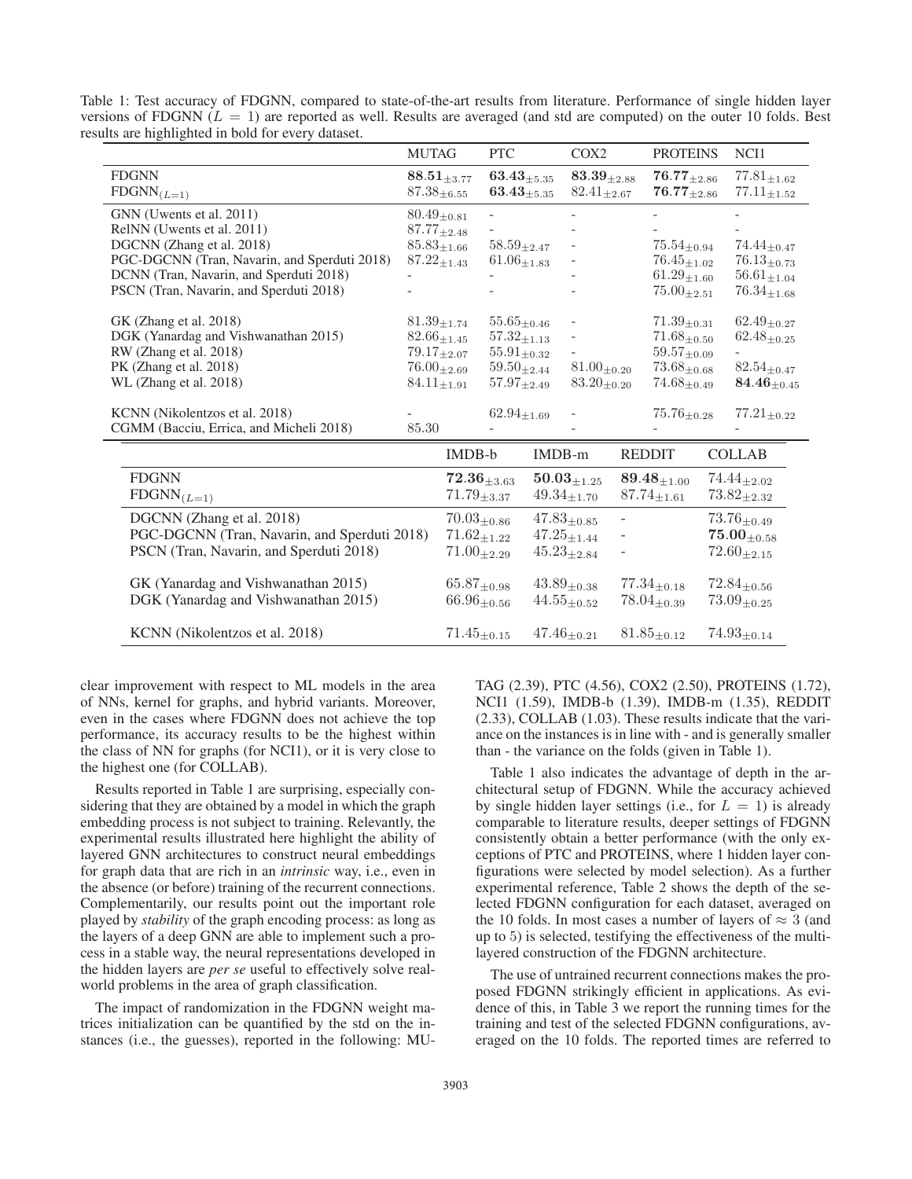Table 1: Test accuracy of FDGNN, compared to state-of-the-art results from literature. Performance of single hidden layer versions of FDGNN ($L = 1$) are reported as well. Results are averaged (and std are computed) on the outer 10 folds. Best results are highlighted in bold for every dataset.

| | MUTAG | PTC | COX2 | PROTEINS | NCI1 |
|---|---|---|---|---|---|
| FDGNN | $\mathbf{88.51}_{\pm 3.77}$ | $\mathbf{63.43}_{\pm 5.35}$ | $\mathbf{83.39}_{\pm 2.88}$ | $\mathbf{76.77}_{\pm 2.86}$ | $77.81_{\pm 1.62}$ |
| FDGNN$_{(L=1)}$ | $87.38_{\pm 6.55}$ | $\mathbf{63.43}_{\pm 5.35}$ | $82.41_{\pm 2.67}$ | $\mathbf{76.77}_{\pm 2.86}$ | $77.11_{\pm 1.52}$ |
| GNN (Uwents et al. 2011) | $80.49_{\pm 0.81}$ | - | - | - | - |
| RelNN (Uwents et al. 2011) | $87.77_{\pm 2.48}$ | - | - | - | - |
| DGCNN (Zhang et al. 2018) | $85.83_{\pm 1.66}$ | $58.59_{\pm 2.47}$ | - | $75.54_{\pm 0.94}$ | $74.44_{\pm 0.47}$ |
| PGC-DGCNN (Tran, Navarin, and Sperduti 2018) | $87.22_{\pm 1.43}$ | $61.06_{\pm 1.83}$ | - | $76.45_{\pm 1.02}$ | $76.13_{\pm 0.73}$ |
| DCNN (Tran, Navarin, and Sperduti 2018) | - | - | - | $61.29_{\pm 1.60}$ | $56.61_{\pm 1.04}$ |
| PSCN (Tran, Navarin, and Sperduti 2018) | - | - | - | $75.00_{\pm 2.51}$ | $76.34_{\pm 1.68}$ |
| GK (Zhang et al. 2018) | $81.39_{\pm 1.74}$ | $55.65_{\pm 0.46}$ | - | $71.39_{\pm 0.31}$ | $62.49_{\pm 0.27}$ |
| DGK (Yanardag and Vishwanathan 2015) | $82.66_{\pm 1.45}$ | $57.32_{\pm 1.13}$ | - | $71.68_{\pm 0.50}$ | $62.48_{\pm 0.25}$ |
| RW (Zhang et al. 2018) | $79.17_{\pm 2.07}$ | $55.91_{\pm 0.32}$ | - | $59.57_{\pm 0.09}$ | - |
| PK (Zhang et al. 2018) | $76.00_{\pm 2.69}$ | $59.50_{\pm 2.44}$ | $81.00_{\pm 0.20}$ | $73.68_{\pm 0.68}$ | $82.54_{\pm 0.47}$ |
| WL (Zhang et al. 2018) | $84.11_{\pm 1.91}$ | $57.97_{\pm 2.49}$ | $83.20_{\pm 0.20}$ | $74.68_{\pm 0.49}$ | $\mathbf{84.46}_{\pm 0.45}$ |
| KCNN (Nikolentzos et al. 2018) | - | $62.94_{\pm 1.69}$ | - | $75.76_{\pm 0.28}$ | $77.21_{\pm 0.22}$ |
| CGMM (Bacciu, Errica, and Micheli 2018) | 85.30 | - | - | - | - |

| | IMDB-b | IMDB-m | REDDIT | COLLAB |
|---|---|---|---|---|
| FDGNN | $\mathbf{72.36}_{\pm 3.63}$ | $\mathbf{50.03}_{\pm 1.25}$ | $\mathbf{89.48}_{\pm 1.00}$ | $74.44_{\pm 2.02}$ |
| FDGNN$_{(L=1)}$ | $71.79_{\pm 3.37}$ | $49.34_{\pm 1.70}$ | $87.74_{\pm 1.61}$ | $73.82_{\pm 2.32}$ |
| DGCNN (Zhang et al. 2018) | $70.03_{\pm 0.86}$ | $47.83_{\pm 0.85}$ | - | $73.76_{\pm 0.49}$ |
| PGC-DGCNN (Tran, Navarin, and Sperduti 2018) | $71.62_{\pm 1.22}$ | $47.25_{\pm 1.44}$ | - | $\mathbf{75.00}_{\pm 0.58}$ |
| PSCN (Tran, Navarin, and Sperduti 2018) | $71.00_{\pm 2.29}$ | $45.23_{\pm 2.84}$ | - | $72.60_{\pm 2.15}$ |
| GK (Yanardag and Vishwanathan 2015) | $65.87_{\pm 0.98}$ | $43.89_{\pm 0.38}$ | $77.34_{\pm 0.18}$ | $72.84_{\pm 0.56}$ |
| DGK (Yanardag and Vishwanathan 2015) | $66.96_{\pm 0.56}$ | $44.55_{\pm 0.52}$ | $78.04_{\pm 0.39}$ | $73.09_{\pm 0.25}$ |
| KCNN (Nikolentzos et al. 2018) | $71.45_{\pm 0.15}$ | $47.46_{\pm 0.21}$ | $81.85_{\pm 0.12}$ | $74.93_{\pm 0.14}$ |

clear improvement with respect to ML models in the area of NNs, kernel for graphs, and hybrid variants. Moreover, even in the cases where FDGNN does not achieve the top performance, its accuracy results to be the highest within the class of NN for graphs (for NCI1), or it is very close to the highest one (for COLLAB).

Results reported in Table 1 are surprising, especially considering that they are obtained by a model in which the graph embedding process is not subject to training. Relevantly, the experimental results illustrated here highlight the ability of layered GNN architectures to construct neural embeddings for graph data that are rich in an *intrinsic* way, i.e., even in the absence (or before) training of the recurrent connections. Complementarily, our results point out the important role played by *stability* of the graph encoding process: as long as the layers of a deep GNN are able to implement such a process in a stable way, the neural representations developed in the hidden layers are *per se* useful to effectively solve real-world problems in the area of graph classification.

The impact of randomization in the FDGNN weight matrices initialization can be quantified by the std on the instances (i.e., the guesses), reported in the following: MUTAG (2.39), PTC (4.56), COX2 (2.50), PROTEINS (1.72), NCI1 (1.59), IMDB-b (1.39), IMDB-m (1.35), REDDIT (2.33), COLLAB (1.03). These results indicate that the variance on the instances is in line with - and is generally smaller than - the variance on the folds (given in Table 1).

Table 1 also indicates the advantage of depth in the architectural setup of FDGNN. While the accuracy achieved by single hidden layer settings (i.e., for $L = 1$) is already comparable to literature results, deeper settings of FDGNN consistently obtain a better performance (with the only exceptions of PTC and PROTEINS, where 1 hidden layer configurations were selected by model selection). As a further experimental reference, Table 2 shows the depth of the selected FDGNN configuration for each dataset, averaged on the 10 folds. In most cases a number of layers of $\approx 3$ (and up to 5) is selected, testifying the effectiveness of the multi-layered construction of the FDGNN architecture.

The use of untrained recurrent connections makes the proposed FDGNN strikingly efficient in applications. As evidence of this, in Table 3 we report the running times for the training and test of the selected FDGNN configurations, averaged on the 10 folds. The reported times are referred to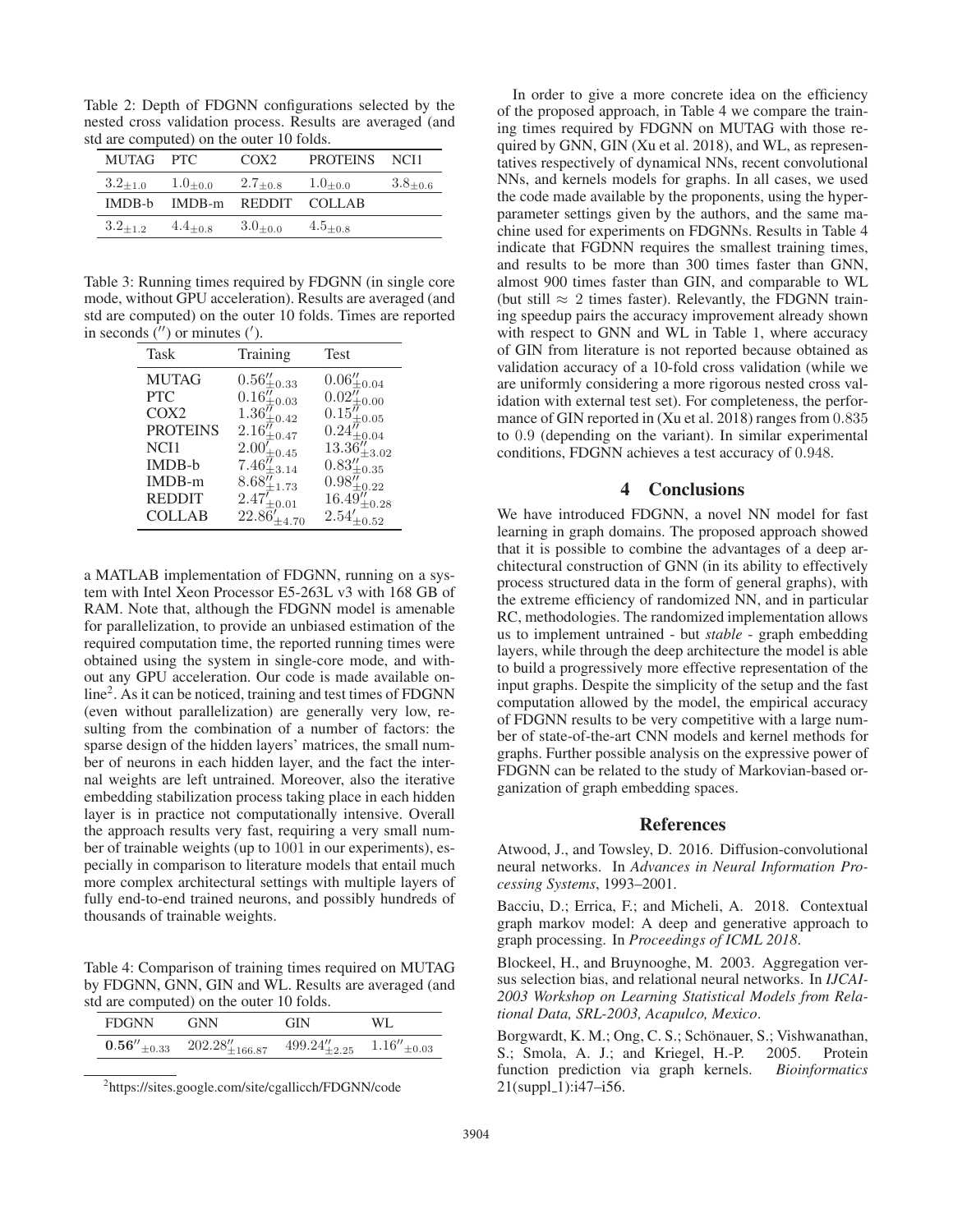Table 2: Depth of FDGNN configurations selected by the nested cross validation process. Results are averaged (and std are computed) on the outer 10 folds.

| MUTAG | PTC | COX2 | PROTEINS | NCI1 |
|---|---|---|---|---|
| $3.2_{\pm 1.0}$ | $1.0_{\pm 0.0}$ | $2.7_{\pm 0.8}$ | $1.0_{\pm 0.0}$ | $3.8_{\pm 0.6}$ |
| IMDB-b | IMDB-m | REDDIT | COLLAB | |
| $3.2_{\pm 1.2}$ | $4.4_{\pm 0.8}$ | $3.0_{\pm 0.0}$ | $4.5_{\pm 0.8}$ | |

Table 3: Running times required by FDGNN (in single core mode, without GPU acceleration). Results are averaged (and std are computed) on the outer 10 folds. Times are reported in seconds ($''$) or minutes ($'$).

| Task | Training | Test |
|---|---|---|
| MUTAG | $0.56''_{\pm 0.33}$ | $0.06''_{\pm 0.04}$ |
| PTC | $0.16''_{\pm 0.03}$ | $0.02''_{\pm 0.00}$ |
| COX2 | $1.36''_{\pm 0.42}$ | $0.15''_{\pm 0.05}$ |
| PROTEINS | $2.16''_{\pm 0.47}$ | $0.24''_{\pm 0.04}$ |
| NCI1 | $2.00'_{\pm 0.45}$ | $13.36''_{\pm 3.02}$ |
| IMDB-b | $7.46''_{\pm 3.14}$ | $0.83''_{\pm 0.35}$ |
| IMDB-m | $8.68''_{\pm 1.73}$ | $0.98''_{\pm 0.22}$ |
| REDDIT | $2.47'_{\pm 0.01}$ | $16.49''_{\pm 0.28}$ |
| COLLAB | $22.86'_{\pm 4.70}$ | $2.54'_{\pm 0.52}$ |

a MATLAB implementation of FDGNN, running on a system with Intel Xeon Processor E5-263L v3 with 168 GB of RAM. Note that, although the FDGNN model is amenable for parallelization, to provide an unbiased estimation of the required computation time, the reported running times were obtained using the system in single-core mode, and without any GPU acceleration. Our code is made available online[2]. As it can be noticed, training and test times of FDGNN (even without parallelization) are generally very low, resulting from the combination of a number of factors: the sparse design of the hidden layers' matrices, the small number of neurons in each hidden layer, and the fact the internal weights are left untrained. Moreover, also the iterative embedding stabilization process taking place in each hidden layer is in practice not computationally intensive. Overall the approach results very fast, requiring a very small number of trainable weights (up to 1001 in our experiments), especially in comparison to literature models that entail much more complex architectural settings with multiple layers of fully end-to-end trained neurons, and possibly hundreds of thousands of trainable weights.

Table 4: Comparison of training times required on MUTAG by FDGNN, GNN, GIN and WL. Results are averaged (and std are computed) on the outer 10 folds.

| FDGNN | GNN | GIN | WL |
|---|---|---|---|
| $\mathbf{0.56''}_{\pm 0.33}$ | $202.28''_{\pm 166.87}$ | $499.24''_{\pm 2.25}$ | $1.16''_{\pm 0.03}$ |

[2]https://sites.google.com/site/cgallicch/FDGNN/code

In order to give a more concrete idea on the efficiency of the proposed approach, in Table 4 we compare the training times required by FDGNN on MUTAG with those required by GNN, GIN (Xu et al. 2018), and WL, as representatives respectively of dynamical NNs, recent convolutional NNs, and kernels models for graphs. In all cases, we used the code made available by the proponents, using the hyperparameter settings given by the authors, and the same machine used for experiments on FDGNNs. Results in Table 4 indicate that FGDNN requires the smallest training times, and results to be more than 300 times faster than GNN, almost 900 times faster than GIN, and comparable to WL (but still $\approx 2$ times faster). Relevantly, the FDGNN training speedup pairs the accuracy improvement already shown with respect to GNN and WL in Table 1, where accuracy of GIN from literature is not reported because obtained as validation accuracy of a 10-fold cross validation (while we are uniformly considering a more rigorous nested cross validation with external test set). For completeness, the performance of GIN reported in (Xu et al. 2018) ranges from 0.835 to 0.9 (depending on the variant). In similar experimental conditions, FDGNN achieves a test accuracy of 0.948.

## 4 Conclusions

We have introduced FDGNN, a novel NN model for fast learning in graph domains. The proposed approach showed that it is possible to combine the advantages of a deep architectural construction of GNN (in its ability to effectively process structured data in the form of general graphs), with the extreme efficiency of randomized NN, and in particular RC, methodologies. The randomized implementation allows us to implement untrained - but *stable* - graph embedding layers, while through the deep architecture the model is able to build a progressively more effective representation of the input graphs. Despite the simplicity of the setup and the fast computation allowed by the model, the empirical accuracy of FDGNN results to be very competitive with a large number of state-of-the-art CNN models and kernel methods for graphs. Further possible analysis on the expressive power of FDGNN can be related to the study of Markovian-based organization of graph embedding spaces.

## References

Atwood, J., and Towsley, D. 2016. Diffusion-convolutional neural networks. In *Advances in Neural Information Processing Systems*, 1993–2001.

Bacciu, D.; Errica, F.; and Micheli, A. 2018. Contextual graph markov model: A deep and generative approach to graph processing. In *Proceedings of ICML 2018*.

Blockeel, H., and Bruynooghe, M. 2003. Aggregation versus selection bias, and relational neural networks. In *IJCAI-2003 Workshop on Learning Statistical Models from Relational Data, SRL-2003, Acapulco, Mexico*.

Borgwardt, K. M.; Ong, C. S.; Schönauer, S.; Vishwanathan, S.; Smola, A. J.; and Kriegel, H.-P. 2005. Protein function prediction via graph kernels. *Bioinformatics* 21(suppl_1):i47–i56.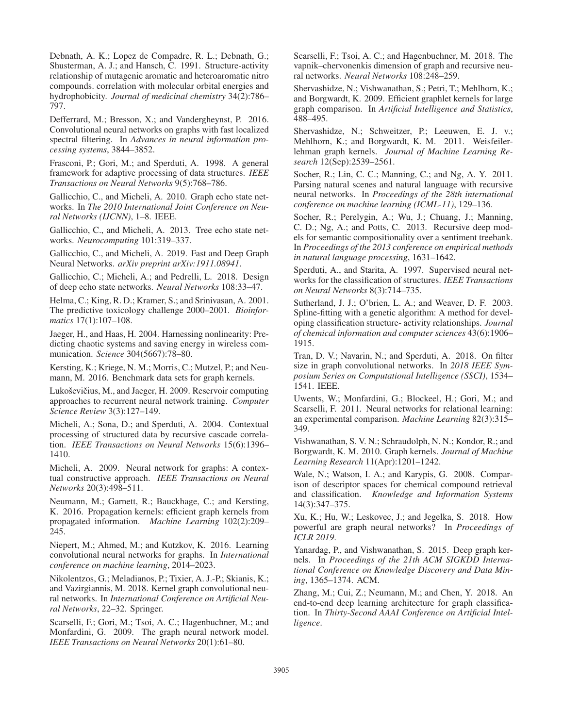Debnath, A. K.; Lopez de Compadre, R. L.; Debnath, G.; Shusterman, A. J.; and Hansch, C. 1991. Structure-activity relationship of mutagenic aromatic and heteroaromatic nitro compounds. correlation with molecular orbital energies and hydrophobicity. *Journal of medicinal chemistry* 34(2):786–797.

Defferrard, M.; Bresson, X.; and Vandergheynst, P. 2016. Convolutional neural networks on graphs with fast localized spectral filtering. In *Advances in neural information processing systems*, 3844–3852.

Frasconi, P.; Gori, M.; and Sperduti, A. 1998. A general framework for adaptive processing of data structures. *IEEE Transactions on Neural Networks* 9(5):768–786.

Gallicchio, C., and Micheli, A. 2010. Graph echo state networks. In *The 2010 International Joint Conference on Neural Networks (IJCNN)*, 1–8. IEEE.

Gallicchio, C., and Micheli, A. 2013. Tree echo state networks. *Neurocomputing* 101:319–337.

Gallicchio, C., and Micheli, A. 2019. Fast and Deep Graph Neural Networks. *arXiv preprint arXiv:1911.08941*.

Gallicchio, C.; Micheli, A.; and Pedrelli, L. 2018. Design of deep echo state networks. *Neural Networks* 108:33–47.

Helma, C.; King, R. D.; Kramer, S.; and Srinivasan, A. 2001. The predictive toxicology challenge 2000–2001. *Bioinformatics* 17(1):107–108.

Jaeger, H., and Haas, H. 2004. Harnessing nonlinearity: Predicting chaotic systems and saving energy in wireless communication. *Science* 304(5667):78–80.

Kersting, K.; Kriege, N. M.; Morris, C.; Mutzel, P.; and Neumann, M. 2016. Benchmark data sets for graph kernels.

Lukoševičius, M., and Jaeger, H. 2009. Reservoir computing approaches to recurrent neural network training. *Computer Science Review* 3(3):127–149.

Micheli, A.; Sona, D.; and Sperduti, A. 2004. Contextual processing of structured data by recursive cascade correlation. *IEEE Transactions on Neural Networks* 15(6):1396–1410.

Micheli, A. 2009. Neural network for graphs: A contextual constructive approach. *IEEE Transactions on Neural Networks* 20(3):498–511.

Neumann, M.; Garnett, R.; Bauckhage, C.; and Kersting, K. 2016. Propagation kernels: efficient graph kernels from propagated information. *Machine Learning* 102(2):209–245.

Niepert, M.; Ahmed, M.; and Kutzkov, K. 2016. Learning convolutional neural networks for graphs. In *International conference on machine learning*, 2014–2023.

Nikolentzos, G.; Meladianos, P.; Tixier, A. J.-P.; Skianis, K.; and Vazirgiannis, M. 2018. Kernel graph convolutional neural networks. In *International Conference on Artificial Neural Networks*, 22–32. Springer.

Scarselli, F.; Gori, M.; Tsoi, A. C.; Hagenbuchner, M.; and Monfardini, G. 2009. The graph neural network model. *IEEE Transactions on Neural Networks* 20(1):61–80.

Scarselli, F.; Tsoi, A. C.; and Hagenbuchner, M. 2018. The vapnik–chervonenkis dimension of graph and recursive neural networks. *Neural Networks* 108:248–259.

Shervashidze, N.; Vishwanathan, S.; Petri, T.; Mehlhorn, K.; and Borgwardt, K. 2009. Efficient graphlet kernels for large graph comparison. In *Artificial Intelligence and Statistics*, 488–495.

Shervashidze, N.; Schweitzer, P.; Leeuwen, E. J. v.; Mehlhorn, K.; and Borgwardt, K. M. 2011. Weisfeiler-lehman graph kernels. *Journal of Machine Learning Research* 12(Sep):2539–2561.

Socher, R.; Lin, C. C.; Manning, C.; and Ng, A. Y. 2011. Parsing natural scenes and natural language with recursive neural networks. In *Proceedings of the 28th international conference on machine learning (ICML-11)*, 129–136.

Socher, R.; Perelygin, A.; Wu, J.; Chuang, J.; Manning, C. D.; Ng, A.; and Potts, C. 2013. Recursive deep models for semantic compositionality over a sentiment treebank. In *Proceedings of the 2013 conference on empirical methods in natural language processing*, 1631–1642.

Sperduti, A., and Starita, A. 1997. Supervised neural networks for the classification of structures. *IEEE Transactions on Neural Networks* 8(3):714–735.

Sutherland, J. J.; O'brien, L. A.; and Weaver, D. F. 2003. Spline-fitting with a genetic algorithm: A method for developing classification structure- activity relationships. *Journal of chemical information and computer sciences* 43(6):1906–1915.

Tran, D. V.; Navarin, N.; and Sperduti, A. 2018. On filter size in graph convolutional networks. In *2018 IEEE Symposium Series on Computational Intelligence (SSCI)*, 1534–1541. IEEE.

Uwents, W.; Monfardini, G.; Blockeel, H.; Gori, M.; and Scarselli, F. 2011. Neural networks for relational learning: an experimental comparison. *Machine Learning* 82(3):315–349.

Vishwanathan, S. V. N.; Schraudolph, N. N.; Kondor, R.; and Borgwardt, K. M. 2010. Graph kernels. *Journal of Machine Learning Research* 11(Apr):1201–1242.

Wale, N.; Watson, I. A.; and Karypis, G. 2008. Comparison of descriptor spaces for chemical compound retrieval and classification. *Knowledge and Information Systems* 14(3):347–375.

Xu, K.; Hu, W.; Leskovec, J.; and Jegelka, S. 2018. How powerful are graph neural networks? In *Proceedings of ICLR 2019*.

Yanardag, P., and Vishwanathan, S. 2015. Deep graph kernels. In *Proceedings of the 21th ACM SIGKDD International Conference on Knowledge Discovery and Data Mining*, 1365–1374. ACM.

Zhang, M.; Cui, Z.; Neumann, M.; and Chen, Y. 2018. An end-to-end deep learning architecture for graph classification. In *Thirty-Second AAAI Conference on Artificial Intelligence*.